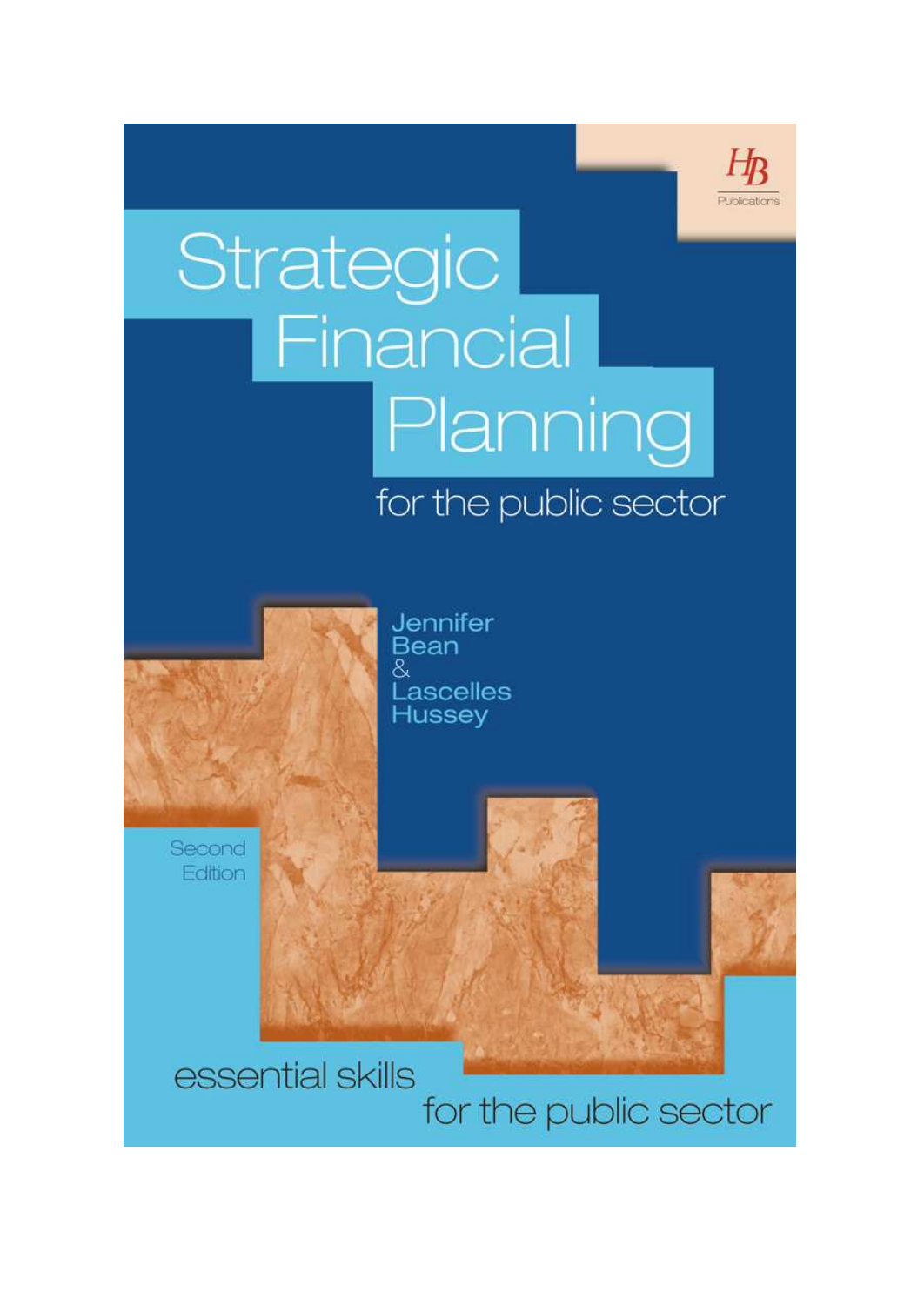HB Publications

# Strategic Financial Planning

## for the public sector

Jennifer Bean & Lascelles Hussey

Second Edition

essential skills for the public sector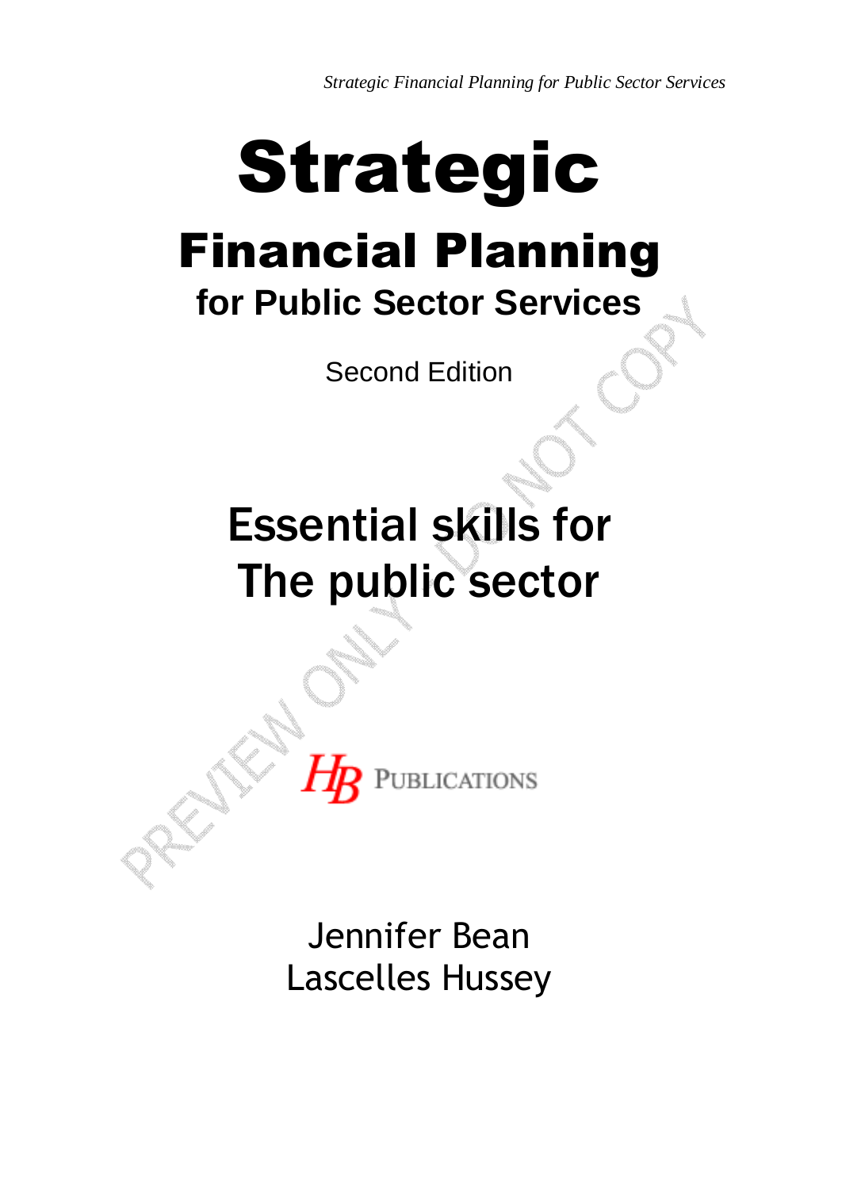# Strategic

## Financial Planning

### for Public Sector Services

Second Edition

## Essential skills for The public sector

HB PUBLICATIONS

Jennifer Bean
Lascelles Hussey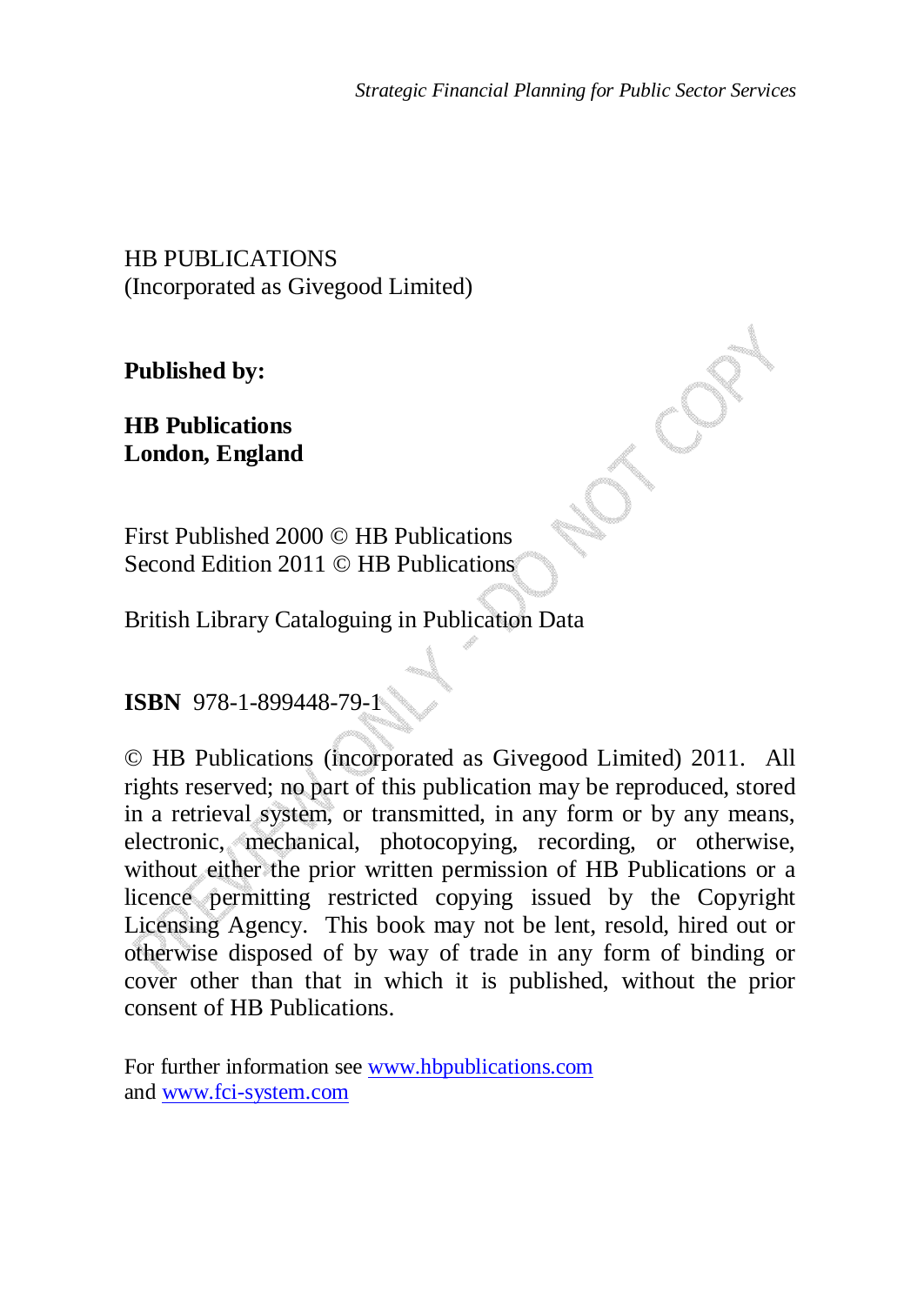HB PUBLICATIONS
(Incorporated as Givegood Limited)

**Published by:**

**HB Publications**
**London, England**

First Published 2000 © HB Publications
Second Edition 2011 © HB Publications

British Library Cataloguing in Publication Data

**ISBN** 978-1-899448-79-1

© HB Publications (incorporated as Givegood Limited) 2011. All rights reserved; no part of this publication may be reproduced, stored in a retrieval system, or transmitted, in any form or by any means, electronic, mechanical, photocopying, recording, or otherwise, without either the prior written permission of HB Publications or a licence permitting restricted copying issued by the Copyright Licensing Agency. This book may not be lent, resold, hired out or otherwise disposed of by way of trade in any form of binding or cover other than that in which it is published, without the prior consent of HB Publications.

For further information see www.hbpublications.com
and www.fci-system.com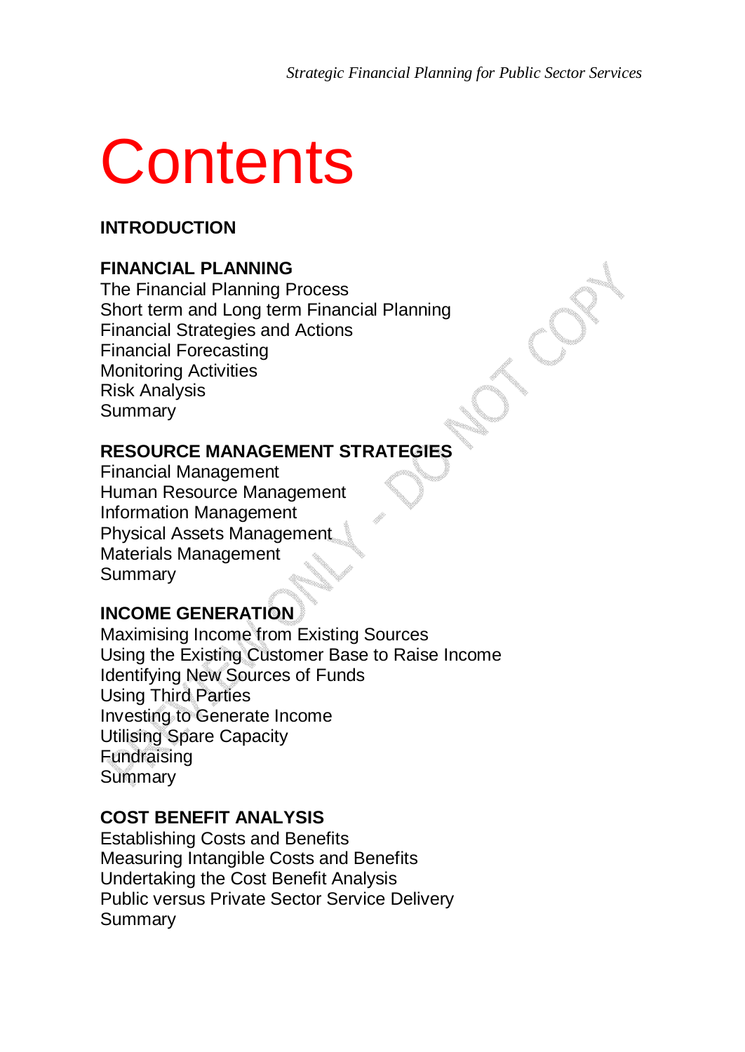# Contents

**INTRODUCTION**

**FINANCIAL PLANNING**
The Financial Planning Process
Short term and Long term Financial Planning
Financial Strategies and Actions
Financial Forecasting
Monitoring Activities
Risk Analysis
Summary

**RESOURCE MANAGEMENT STRATEGIES**
Financial Management
Human Resource Management
Information Management
Physical Assets Management
Materials Management
Summary

**INCOME GENERATION**
Maximising Income from Existing Sources
Using the Existing Customer Base to Raise Income
Identifying New Sources of Funds
Using Third Parties
Investing to Generate Income
Utilising Spare Capacity
Fundraising
Summary

**COST BENEFIT ANALYSIS**
Establishing Costs and Benefits
Measuring Intangible Costs and Benefits
Undertaking the Cost Benefit Analysis
Public versus Private Sector Service Delivery
Summary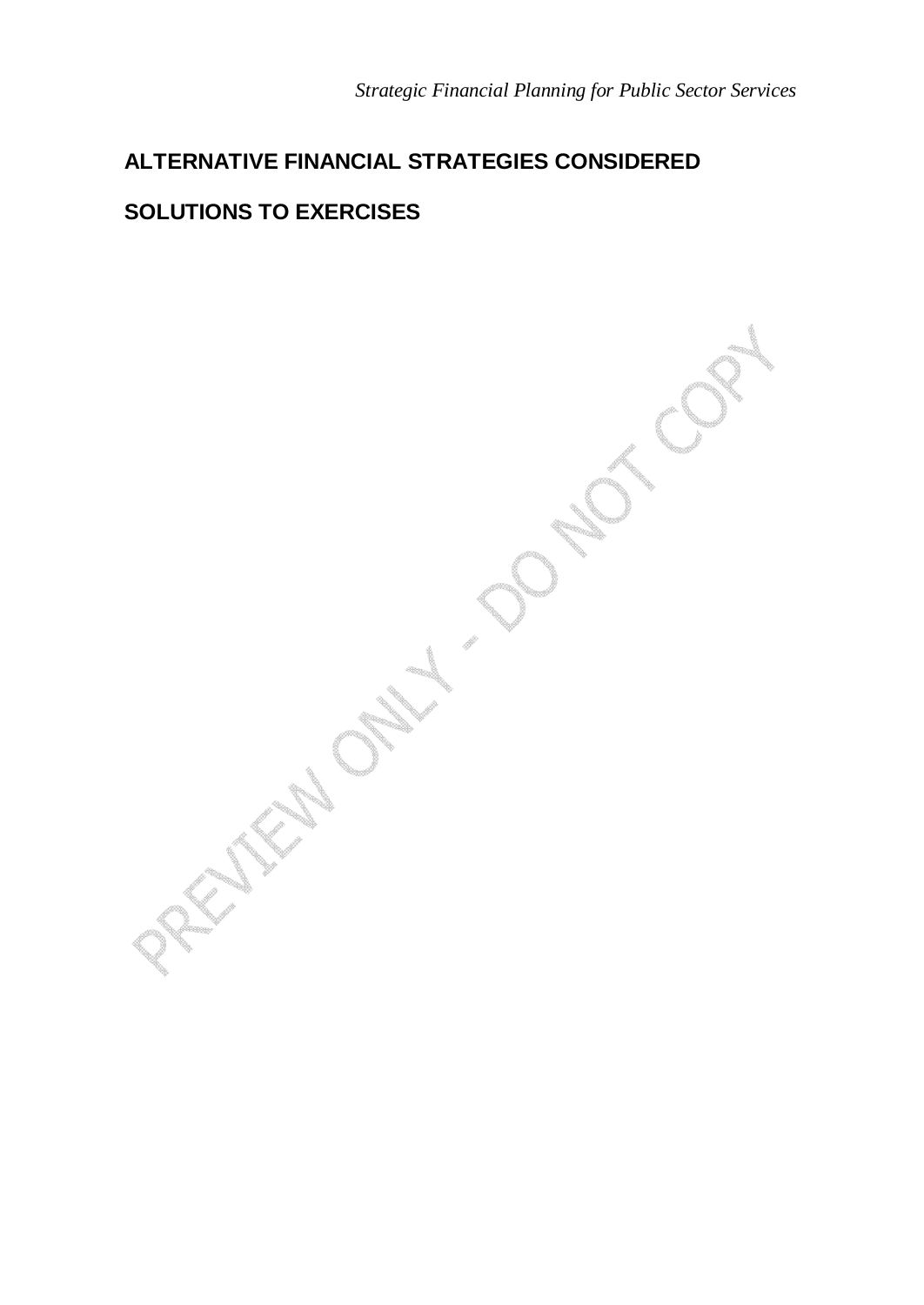## ALTERNATIVE FINANCIAL STRATEGIES CONSIDERED

## SOLUTIONS TO EXERCISES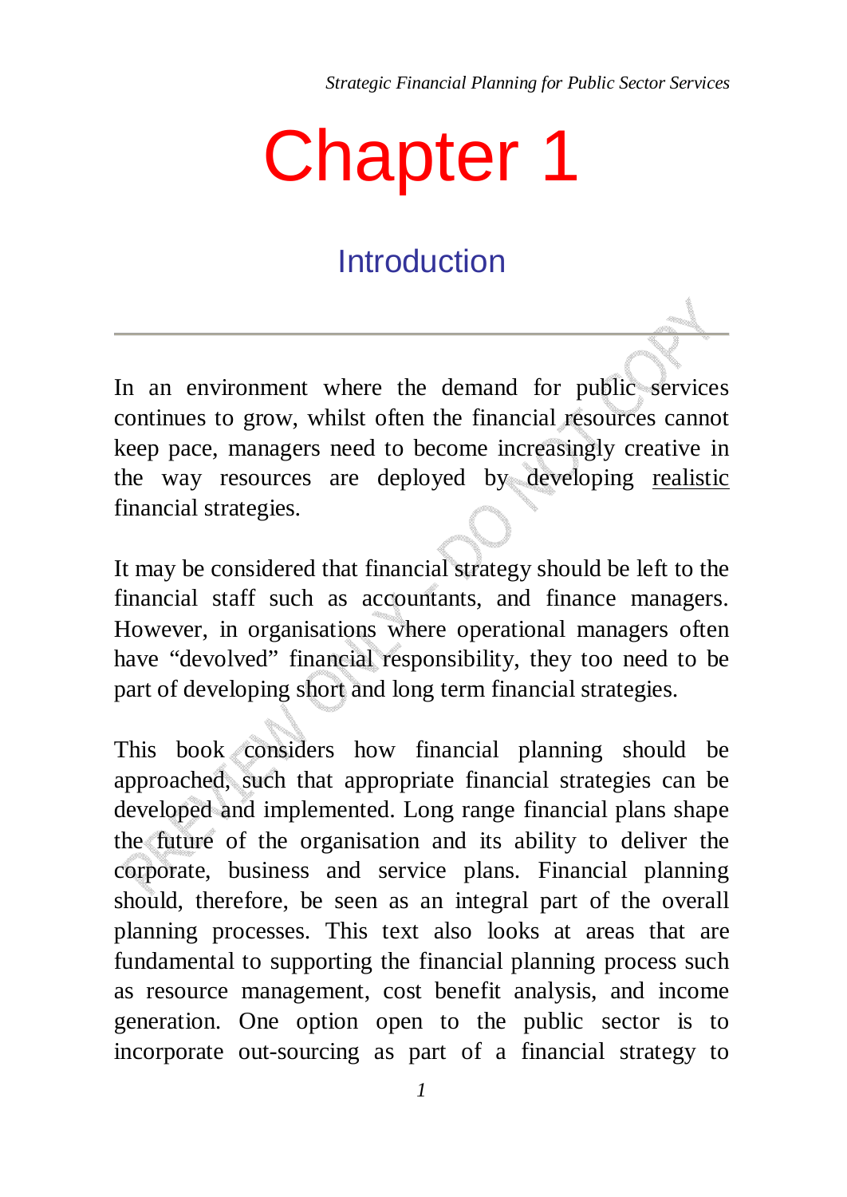# Chapter 1

## Introduction

In an environment where the demand for public services continues to grow, whilst often the financial resources cannot keep pace, managers need to become increasingly creative in the way resources are deployed by developing <u>realistic</u> financial strategies.

It may be considered that financial strategy should be left to the financial staff such as accountants, and finance managers. However, in organisations where operational managers often have “devolved” financial responsibility, they too need to be part of developing short and long term financial strategies.

This book considers how financial planning should be approached, such that appropriate financial strategies can be developed and implemented. Long range financial plans shape the future of the organisation and its ability to deliver the corporate, business and service plans. Financial planning should, therefore, be seen as an integral part of the overall planning processes. This text also looks at areas that are fundamental to supporting the financial planning process such as resource management, cost benefit analysis, and income generation. One option open to the public sector is to incorporate out-sourcing as part of a financial strategy to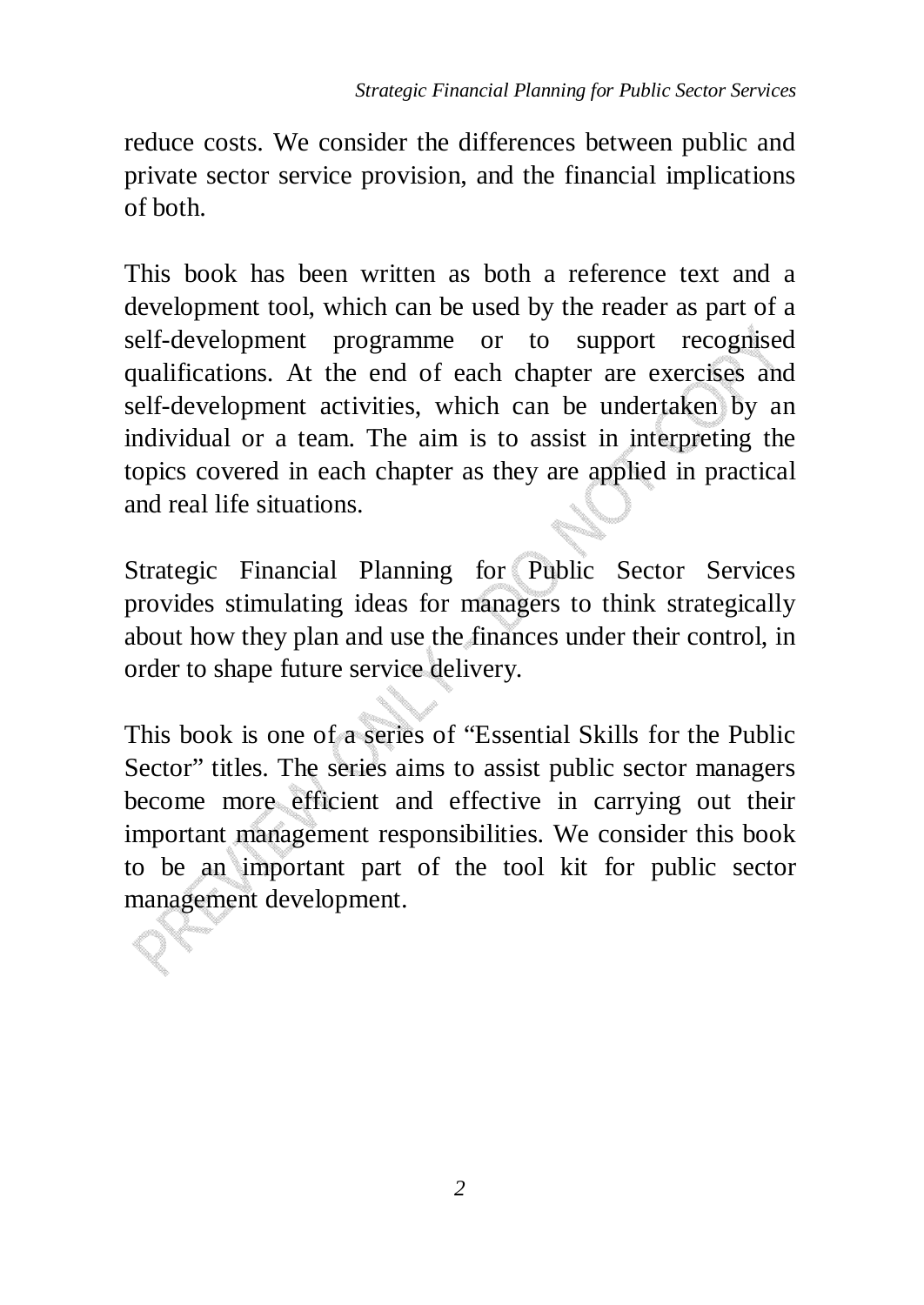reduce costs. We consider the differences between public and private sector service provision, and the financial implications of both.

This book has been written as both a reference text and a development tool, which can be used by the reader as part of a self-development programme or to support recognised qualifications. At the end of each chapter are exercises and self-development activities, which can be undertaken by an individual or a team. The aim is to assist in interpreting the topics covered in each chapter as they are applied in practical and real life situations.

Strategic Financial Planning for Public Sector Services provides stimulating ideas for managers to think strategically about how they plan and use the finances under their control, in order to shape future service delivery.

This book is one of a series of "Essential Skills for the Public Sector" titles. The series aims to assist public sector managers become more efficient and effective in carrying out their important management responsibilities. We consider this book to be an important part of the tool kit for public sector management development.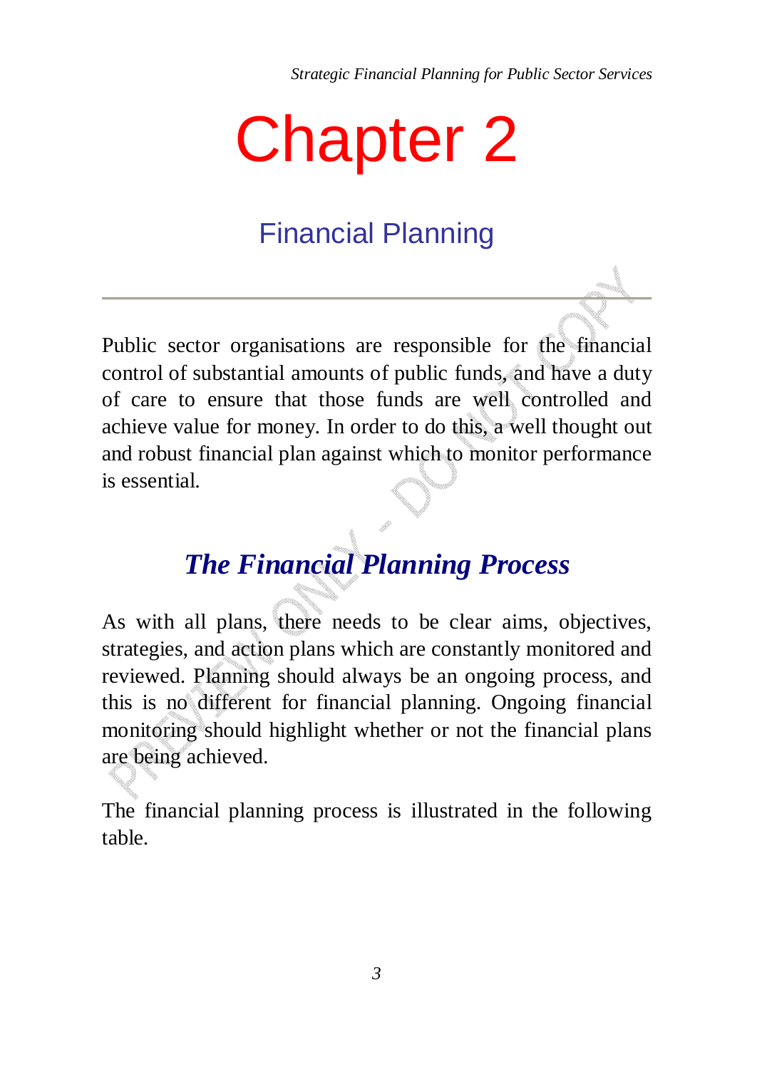# Chapter 2

## Financial Planning

---

Public sector organisations are responsible for the financial control of substantial amounts of public funds, and have a duty of care to ensure that those funds are well controlled and achieve value for money. In order to do this, a well thought out and robust financial plan against which to monitor performance is essential.

### *The Financial Planning Process*

As with all plans, there needs to be clear aims, objectives, strategies, and action plans which are constantly monitored and reviewed. Planning should always be an ongoing process, and this is no different for financial planning. Ongoing financial monitoring should highlight whether or not the financial plans are being achieved.

The financial planning process is illustrated in the following table.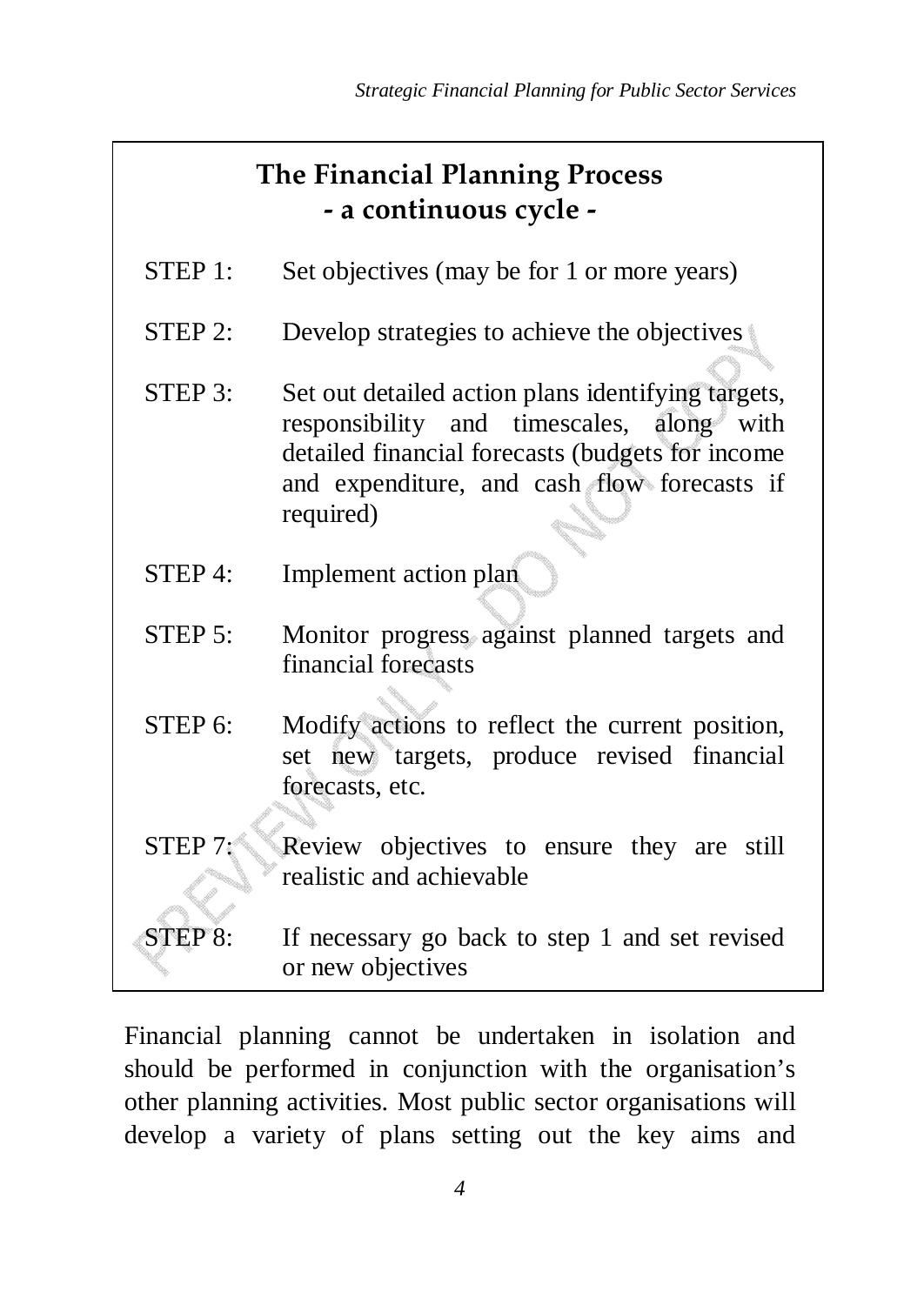## The Financial Planning Process
### - a continuous cycle -

| | |
|---|---|
| STEP 1: | Set objectives (may be for 1 or more years) |
| STEP 2: | Develop strategies to achieve the objectives |
| STEP 3: | Set out detailed action plans identifying targets, responsibility and timescales, along with detailed financial forecasts (budgets for income and expenditure, and cash flow forecasts if required) |
| STEP 4: | Implement action plan |
| STEP 5: | Monitor progress against planned targets and financial forecasts |
| STEP 6: | Modify actions to reflect the current position, set new targets, produce revised financial forecasts, etc. |
| STEP 7: | Review objectives to ensure they are still realistic and achievable |
| STEP 8: | If necessary go back to step 1 and set revised or new objectives |

Financial planning cannot be undertaken in isolation and should be performed in conjunction with the organisation's other planning activities. Most public sector organisations will develop a variety of plans setting out the key aims and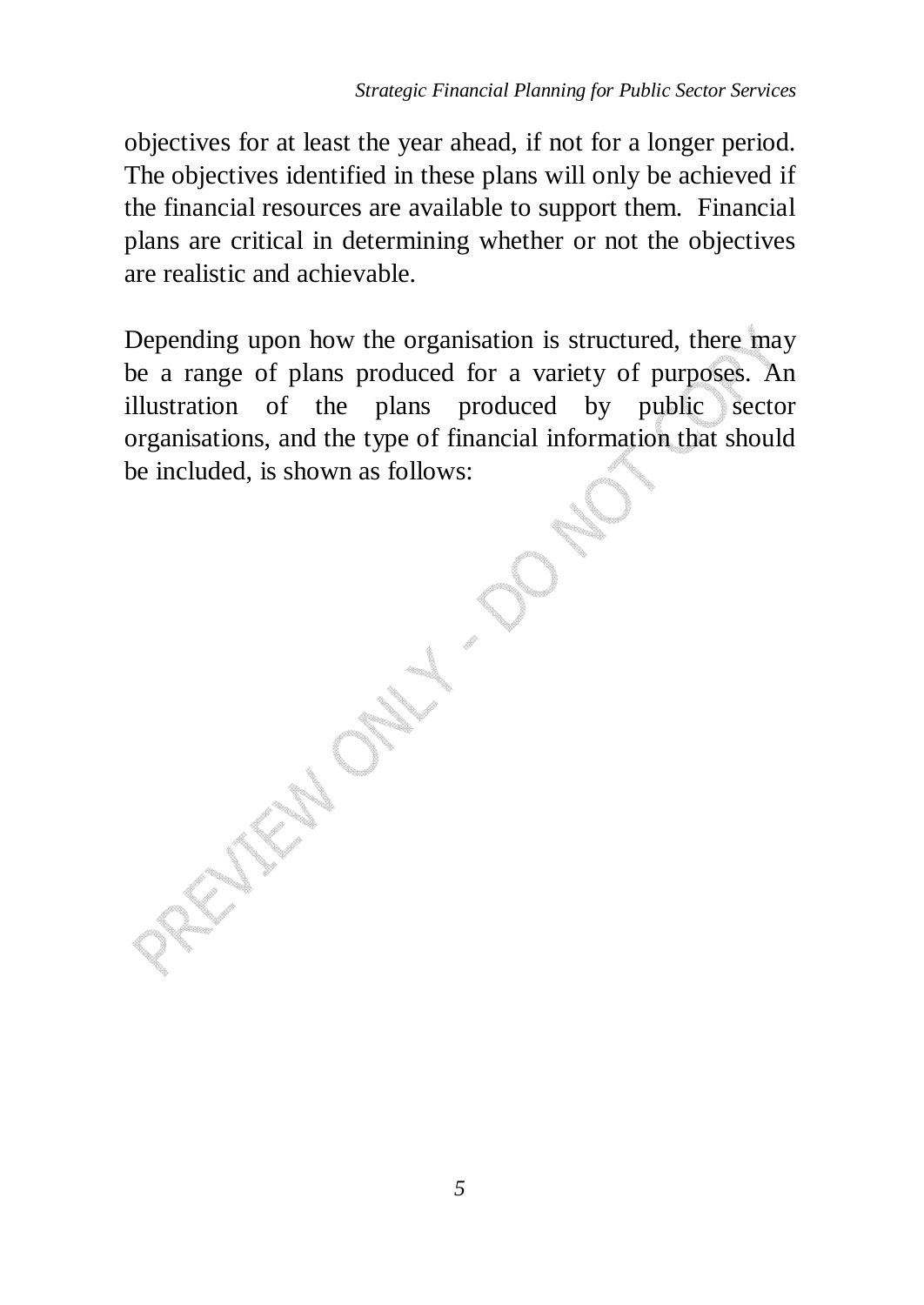objectives for at least the year ahead, if not for a longer period. The objectives identified in these plans will only be achieved if the financial resources are available to support them. Financial plans are critical in determining whether or not the objectives are realistic and achievable.

Depending upon how the organisation is structured, there may be a range of plans produced for a variety of purposes. An illustration of the plans produced by public sector organisations, and the type of financial information that should be included, is shown as follows: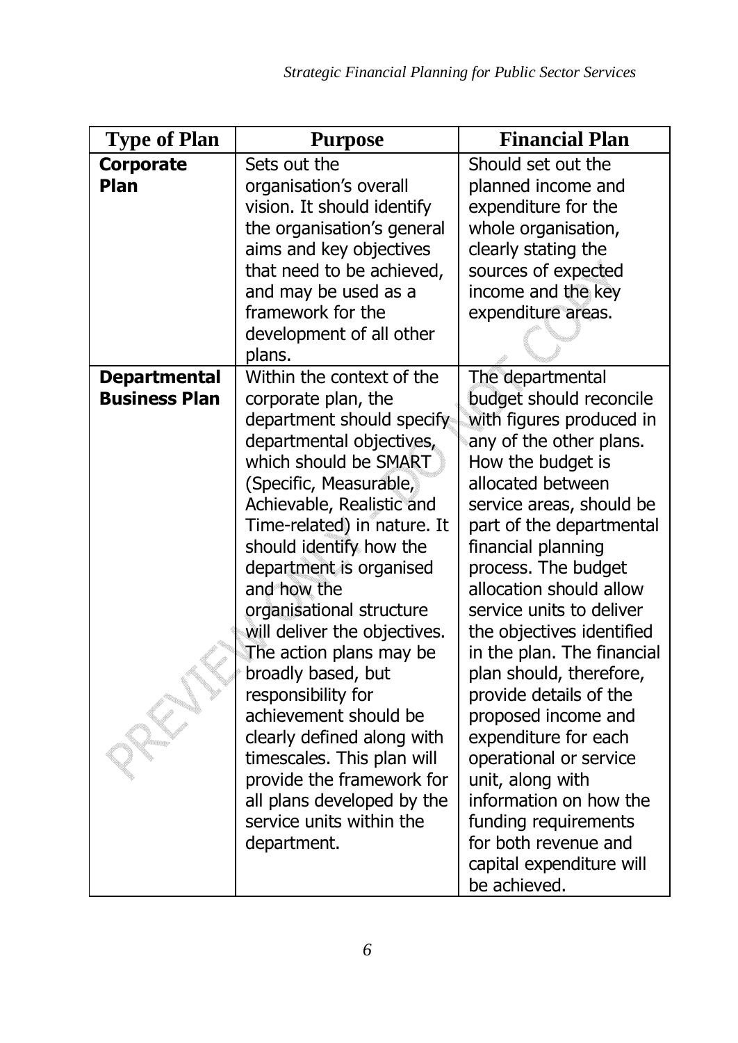| Type of Plan | Purpose | Financial Plan |
|---|---|---|
| **Corporate Plan** | Sets out the organisation's overall vision. It should identify the organisation's general aims and key objectives that need to be achieved, and may be used as a framework for the development of all other plans. | Should set out the planned income and expenditure for the whole organisation, clearly stating the sources of expected income and the key expenditure areas. |
| **Departmental Business Plan** | Within the context of the corporate plan, the department should specify departmental objectives, which should be SMART (Specific, Measurable, Achievable, Realistic and Time-related) in nature. It should identify how the department is organised and how the organisational structure will deliver the objectives. The action plans may be broadly based, but responsibility for achievement should be clearly defined along with timescales. This plan will provide the framework for all plans developed by the service units within the department. | The departmental budget should reconcile with figures produced in any of the other plans. How the budget is allocated between service areas, should be part of the departmental financial planning process. The budget allocation should allow service units to deliver the objectives identified in the plan. The financial plan should, therefore, provide details of the proposed income and expenditure for each operational or service unit, along with information on how the funding requirements for both revenue and capital expenditure will be achieved. |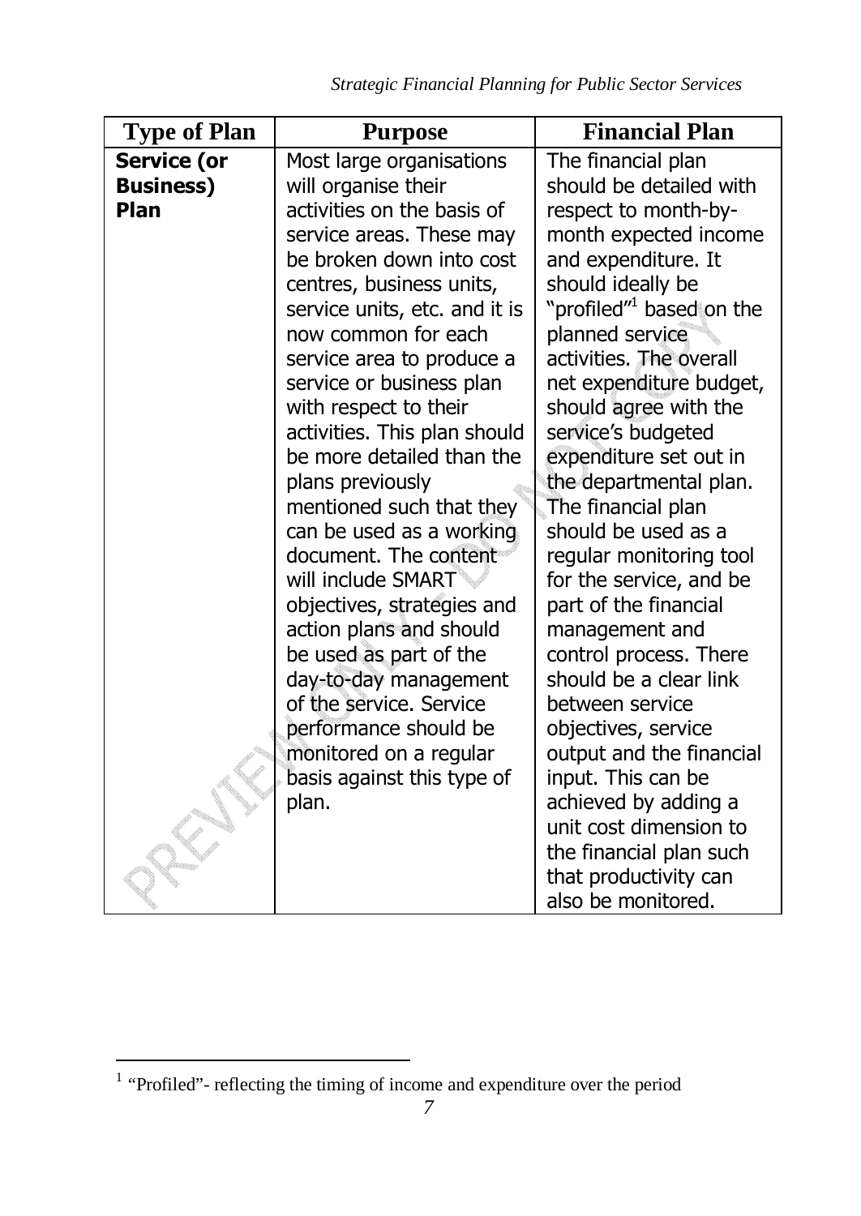| Type of Plan | Purpose | Financial Plan |
|---|---|---|
| **Service (or Business) Plan** | Most large organisations will organise their activities on the basis of service areas. These may be broken down into cost centres, business units, service units, etc. and it is now common for each service area to produce a service or business plan with respect to their activities. This plan should be more detailed than the plans previously mentioned such that they can be used as a working document. The content will include SMART objectives, strategies and action plans and should be used as part of the day-to-day management of the service. Service performance should be monitored on a regular basis against this type of plan. | The financial plan should be detailed with respect to month-by-month expected income and expenditure. It should ideally be "profiled"[1] based on the planned service activities. The overall net expenditure budget, should agree with the service's budgeted expenditure set out in the departmental plan. The financial plan should be used as a regular monitoring tool for the service, and be part of the financial management and control process. There should be a clear link between service objectives, service output and the financial input. This can be achieved by adding a unit cost dimension to the financial plan such that productivity can also be monitored. |

[1] "Profiled"- reflecting the timing of income and expenditure over the period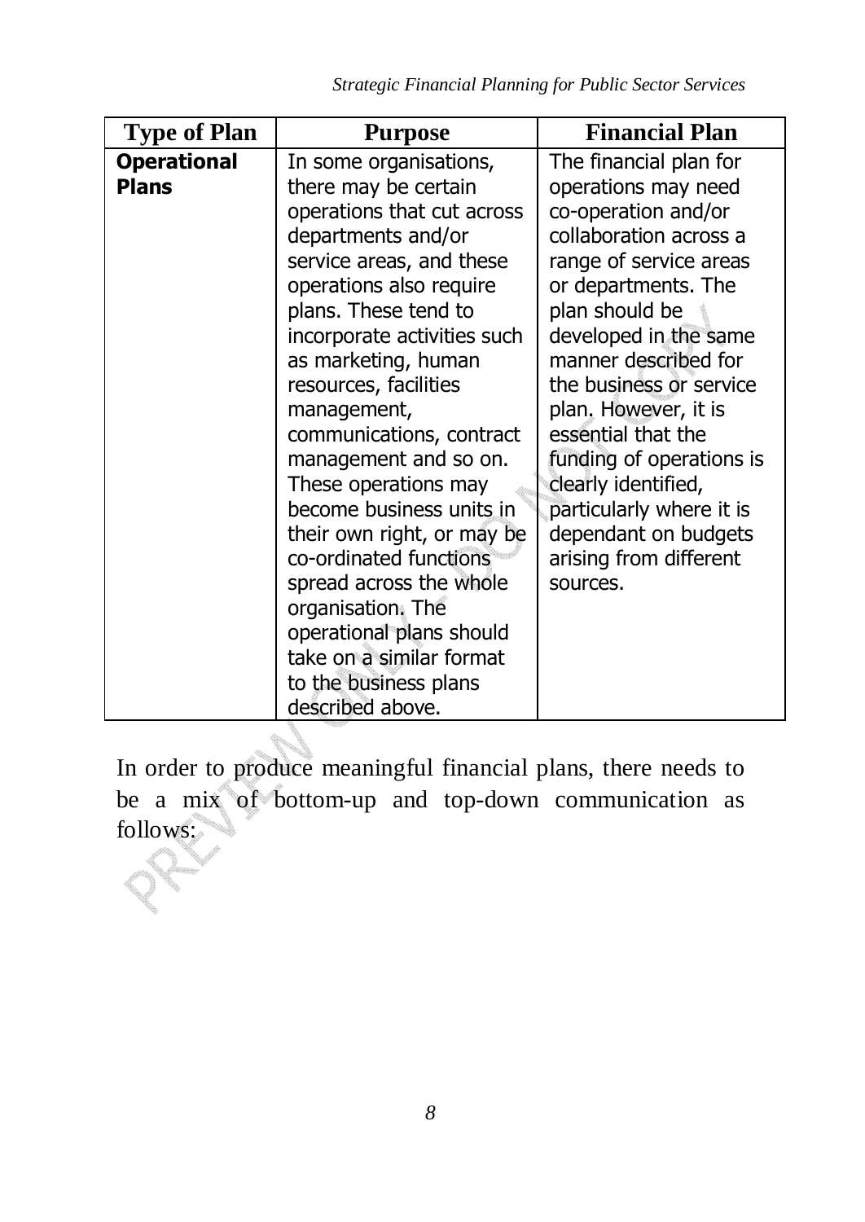| Type of Plan | Purpose | Financial Plan |
|---|---|---|
| **Operational Plans** | In some organisations, there may be certain operations that cut across departments and/or service areas, and these operations also require plans. These tend to incorporate activities such as marketing, human resources, facilities management, communications, contract management and so on. These operations may become business units in their own right, or may be co-ordinated functions spread across the whole organisation. The operational plans should take on a similar format to the business plans described above. | The financial plan for operations may need co-operation and/or collaboration across a range of service areas or departments. The plan should be developed in the same manner described for the business or service plan. However, it is essential that the funding of operations is clearly identified, particularly where it is dependant on budgets arising from different sources. |

In order to produce meaningful financial plans, there needs to be a mix of bottom-up and top-down communication as follows: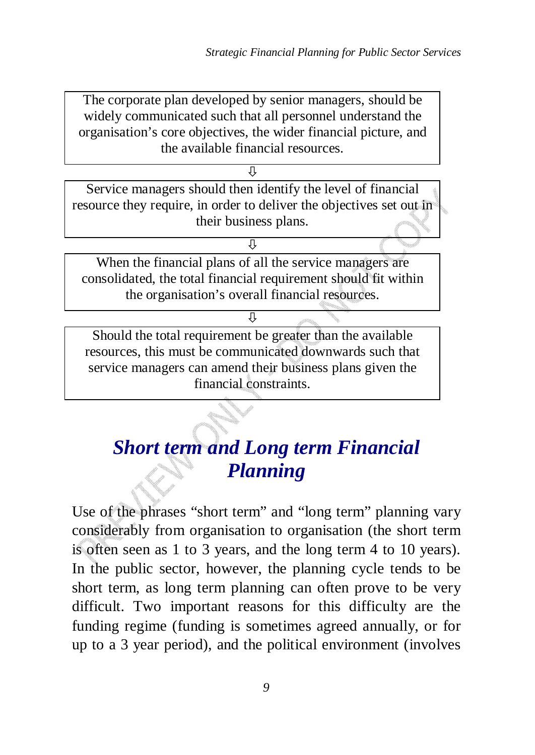The corporate plan developed by senior managers, should be widely communicated such that all personnel understand the organisation's core objectives, the wider financial picture, and the available financial resources.

⇩

Service managers should then identify the level of financial resource they require, in order to deliver the objectives set out in their business plans.

⇩

When the financial plans of all the service managers are consolidated, the total financial requirement should fit within the organisation's overall financial resources.

⇩

Should the total requirement be greater than the available resources, this must be communicated downwards such that service managers can amend their business plans given the financial constraints.

## *Short term and Long term Financial Planning*

Use of the phrases "short term" and "long term" planning vary considerably from organisation to organisation (the short term is often seen as 1 to 3 years, and the long term 4 to 10 years). In the public sector, however, the planning cycle tends to be short term, as long term planning can often prove to be very difficult. Two important reasons for this difficulty are the funding regime (funding is sometimes agreed annually, or for up to a 3 year period), and the political environment (involves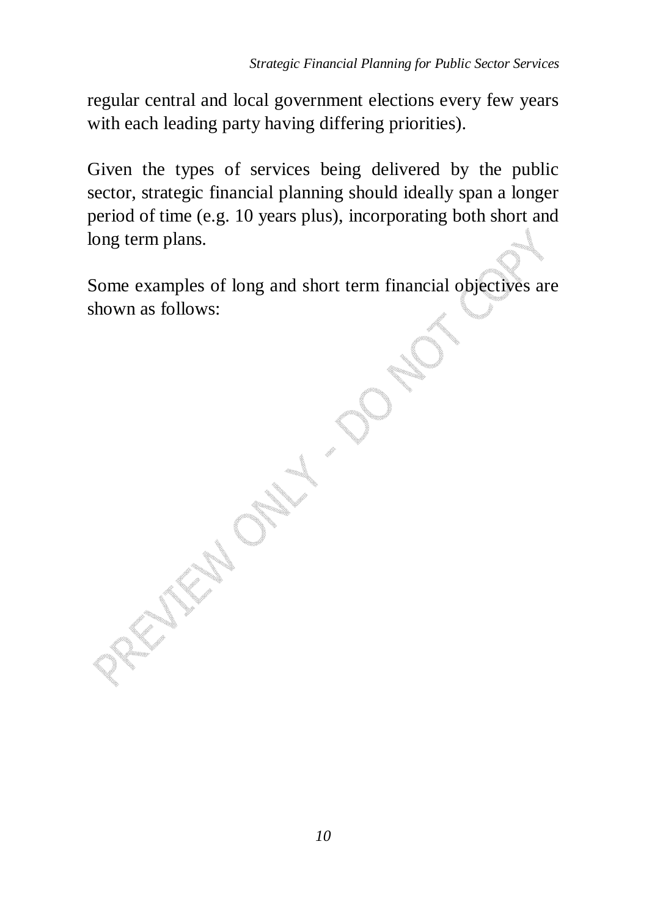regular central and local government elections every few years with each leading party having differing priorities).

Given the types of services being delivered by the public sector, strategic financial planning should ideally span a longer period of time (e.g. 10 years plus), incorporating both short and long term plans.

Some examples of long and short term financial objectives are shown as follows: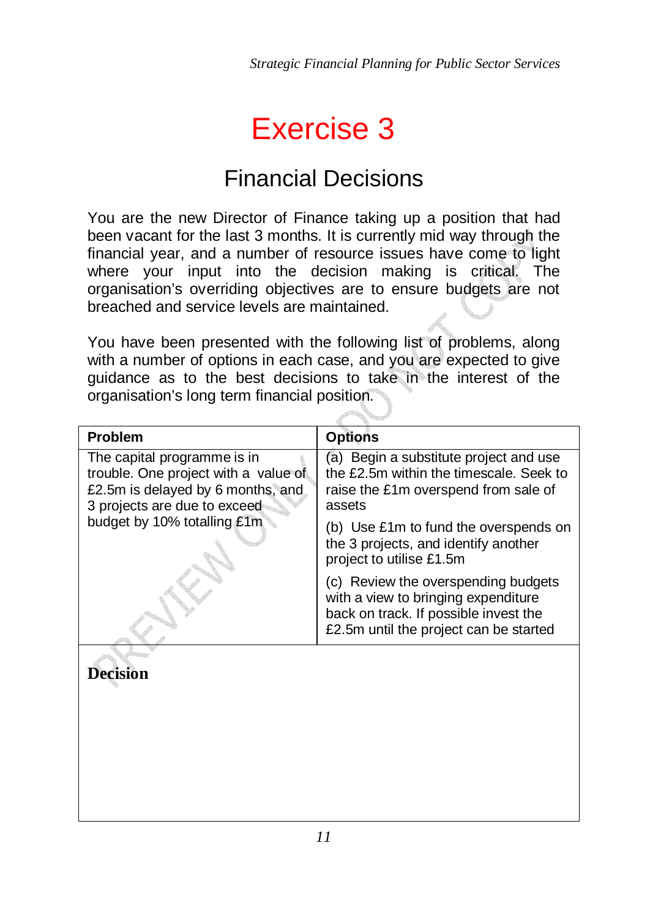# Exercise 3

## Financial Decisions

You are the new Director of Finance taking up a position that had been vacant for the last 3 months. It is currently mid way through the financial year, and a number of resource issues have come to light where your input into the decision making is critical. The organisation's overriding objectives are to ensure budgets are not breached and service levels are maintained.

You have been presented with the following list of problems, along with a number of options in each case, and you are expected to give guidance as to the best decisions to take in the interest of the organisation's long term financial position.

| Problem | Options |
|---|---|
| The capital programme is in trouble. One project with a value of £2.5m is delayed by 6 months, and 3 projects are due to exceed budget by 10% totalling £1m | (a) Begin a substitute project and use the £2.5m within the timescale. Seek to raise the £1m overspend from sale of assets |
| | (b) Use £1m to fund the overspends on the 3 projects, and identify another project to utilise £1.5m |
| | (c) Review the overspending budgets with a view to bringing expenditure back on track. If possible invest the £2.5m until the project can be started |

**Decision**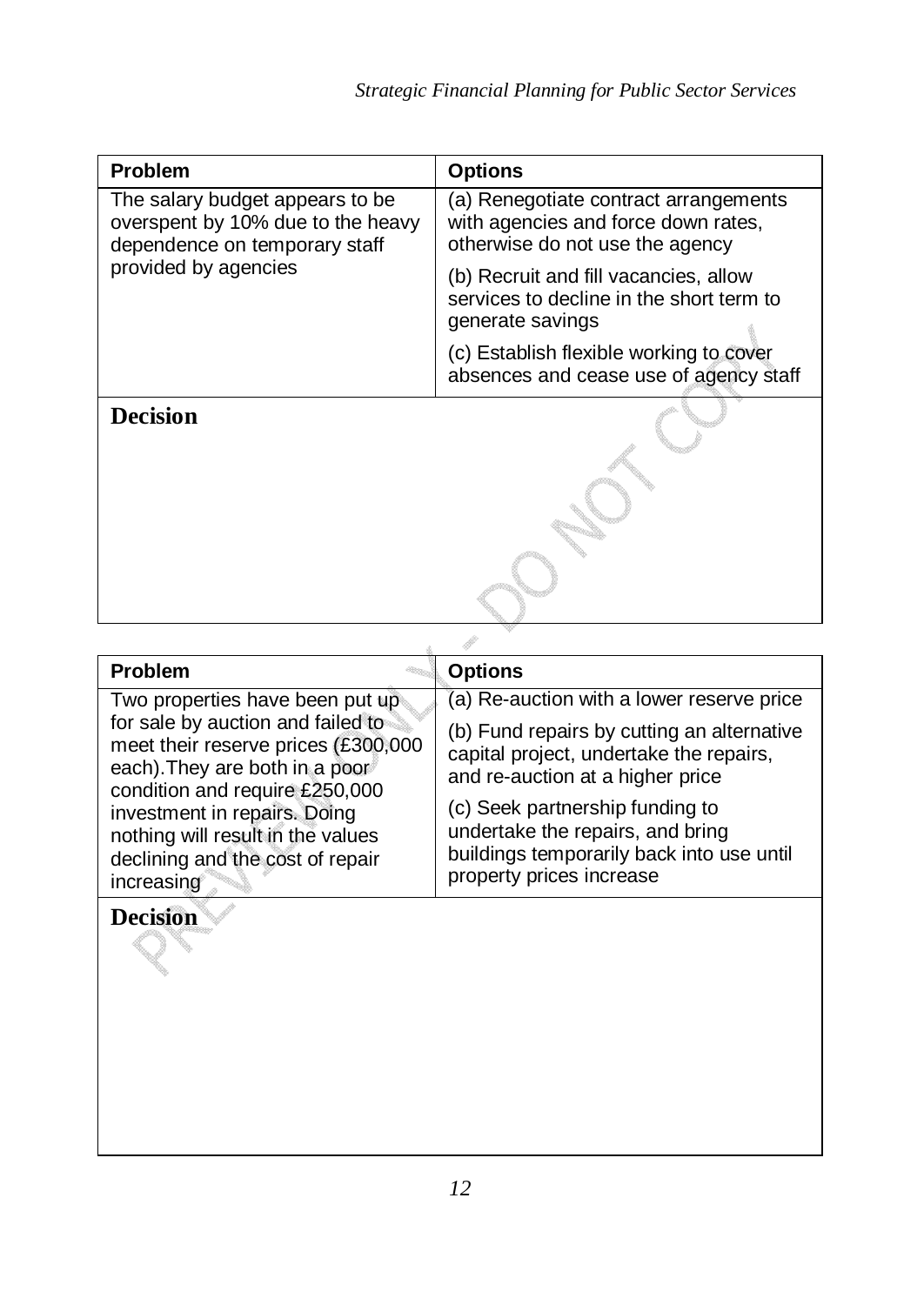| Problem | Options |
| --- | --- |
| The salary budget appears to be overspent by 10% due to the heavy dependence on temporary staff provided by agencies | (a) Renegotiate contract arrangements with agencies and force down rates, otherwise do not use the agency |
| | (b) Recruit and fill vacancies, allow services to decline in the short term to generate savings |
| | (c) Establish flexible working to cover absences and cease use of agency staff |

**Decision**

| Problem | Options |
| --- | --- |
| Two properties have been put up for sale by auction and failed to meet their reserve prices (£300,000 each). They are both in a poor condition and require £250,000 investment in repairs. Doing nothing will result in the values declining and the cost of repair increasing | (a) Re-auction with a lower reserve price |
| | (b) Fund repairs by cutting an alternative capital project, undertake the repairs, and re-auction at a higher price |
| | (c) Seek partnership funding to undertake the repairs, and bring buildings temporarily back into use until property prices increase |

**Decision**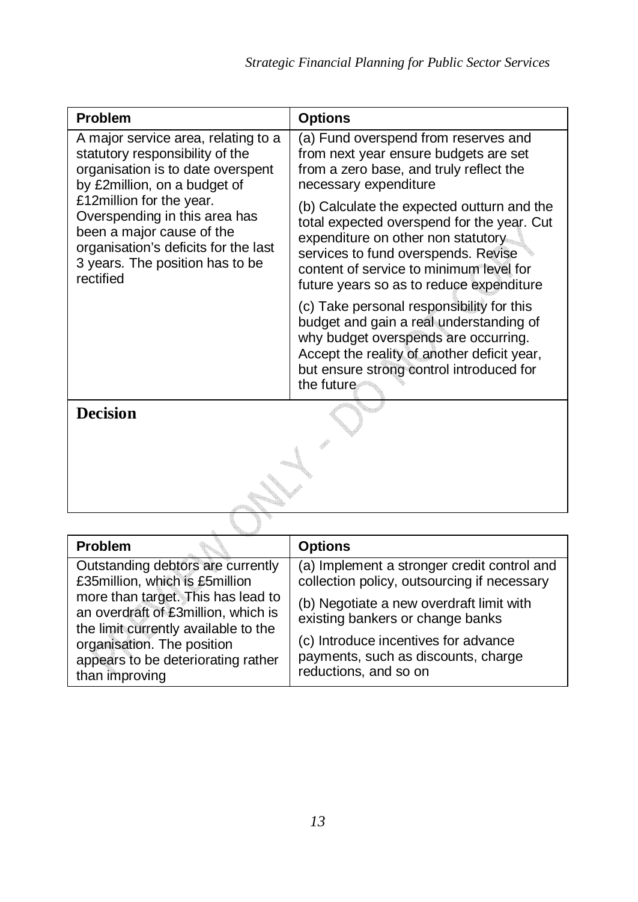| Problem | Options |
|---|---|
| A major service area, relating to a statutory responsibility of the organisation is to date overspent by £2million, on a budget of £12million for the year. Overspending in this area has been a major cause of the organisation's deficits for the last 3 years. The position has to be rectified | (a) Fund overspend from reserves and from next year ensure budgets are set from a zero base, and truly reflect the necessary expenditure |
| | (b) Calculate the expected outturn and the total expected overspend for the year. Cut expenditure on other non statutory services to fund overspends. Revise content of service to minimum level for future years so as to reduce expenditure |
| | (c) Take personal responsibility for this budget and gain a real understanding of why budget overspends are occurring. Accept the reality of another deficit year, but ensure strong control introduced for the future |
| **Decision** | |

| Problem | Options |
|---|---|
| Outstanding debtors are currently £35million, which is £5million more than target. This has lead to an overdraft of £3million, which is the limit currently available to the organisation. The position appears to be deteriorating rather than improving | (a) Implement a stronger credit control and collection policy, outsourcing if necessary |
| | (b) Negotiate a new overdraft limit with existing bankers or change banks |
| | (c) Introduce incentives for advance payments, such as discounts, charge reductions, and so on |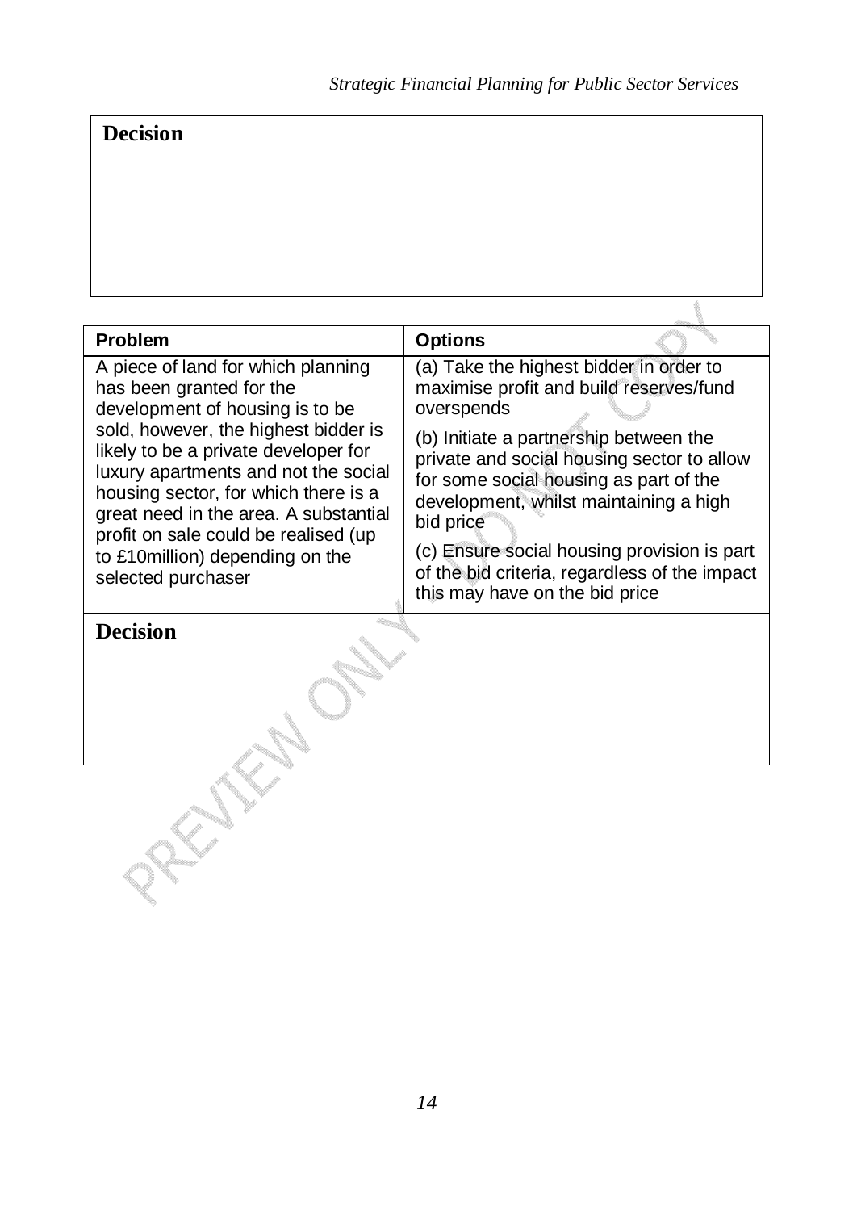**Decision**

| Problem | Options |
|---|---|
| A piece of land for which planning has been granted for the development of housing is to be sold, however, the highest bidder is likely to be a private developer for luxury apartments and not the social housing sector, for which there is a great need in the area. A substantial profit on sale could be realised (up to £10million) depending on the selected purchaser | (a) Take the highest bidder in order to maximise profit and build reserves/fund overspends<br><br>(b) Initiate a partnership between the private and social housing sector to allow for some social housing as part of the development, whilst maintaining a high bid price<br><br>(c) Ensure social housing provision is part of the bid criteria, regardless of the impact this may have on the bid price |

**Decision**